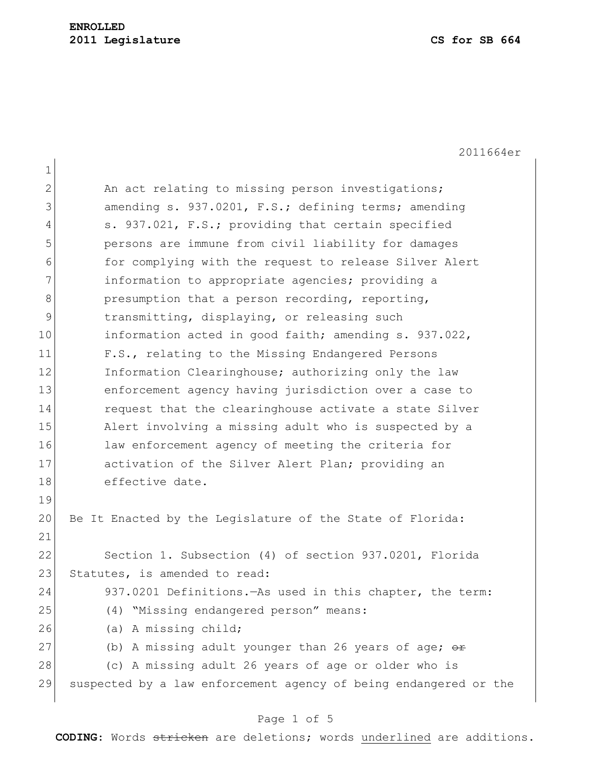**ENROLLED**
**2011 Legislature** **CS for SB 664**

2011664er

An act relating to missing person investigations; amending s. 937.0201, F.S.; defining terms; amending s. 937.021, F.S.; providing that certain specified persons are immune from civil liability for damages for complying with the request to release Silver Alert information to appropriate agencies; providing a presumption that a person recording, reporting, transmitting, displaying, or releasing such information acted in good faith; amending s. 937.022, F.S., relating to the Missing Endangered Persons Information Clearinghouse; authorizing only the law enforcement agency having jurisdiction over a case to request that the clearinghouse activate a state Silver Alert involving a missing adult who is suspected by a law enforcement agency of meeting the criteria for activation of the Silver Alert Plan; providing an effective date.

Be It Enacted by the Legislature of the State of Florida:

Section 1. Subsection (4) of section 937.0201, Florida Statutes, is amended to read:

937.0201 Definitions.—As used in this chapter, the term:

(4) “Missing endangered person” means:

(a) A missing child;

(b) A missing adult younger than 26 years of age; ~~or~~

(c) A missing adult 26 years of age or older who is suspected by a law enforcement agency of being endangered or the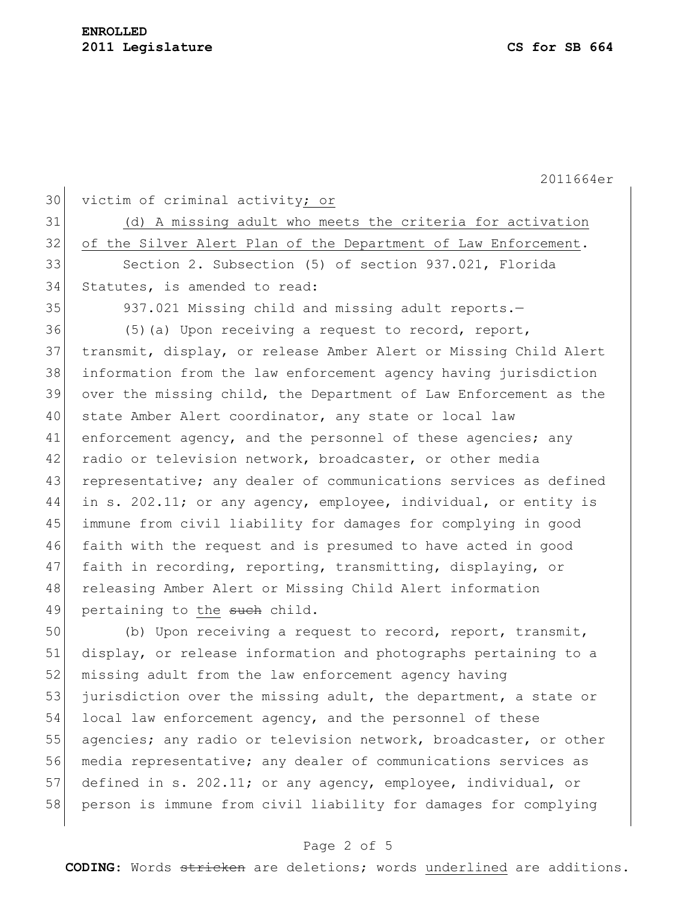victim of criminal activity; or

(d) A missing adult who meets the criteria for activation of the Silver Alert Plan of the Department of Law Enforcement.

Section 2. Subsection (5) of section 937.021, Florida Statutes, is amended to read:

937.021 Missing child and missing adult reports.—

(5)(a) Upon receiving a request to record, report, transmit, display, or release Amber Alert or Missing Child Alert information from the law enforcement agency having jurisdiction over the missing child, the Department of Law Enforcement as the state Amber Alert coordinator, any state or local law enforcement agency, and the personnel of these agencies; any radio or television network, broadcaster, or other media representative; any dealer of communications services as defined in s. 202.11; or any agency, employee, individual, or entity is immune from civil liability for damages for complying in good faith with the request and is presumed to have acted in good faith in recording, reporting, transmitting, displaying, or releasing Amber Alert or Missing Child Alert information pertaining to the ~~such~~ child.

(b) Upon receiving a request to record, report, transmit, display, or release information and photographs pertaining to a missing adult from the law enforcement agency having jurisdiction over the missing adult, the department, a state or local law enforcement agency, and the personnel of these agencies; any radio or television network, broadcaster, or other media representative; any dealer of communications services as defined in s. 202.11; or any agency, employee, individual, or person is immune from civil liability for damages for complying

**CODING:** Words ~~stricken~~ are deletions; words underlined are additions.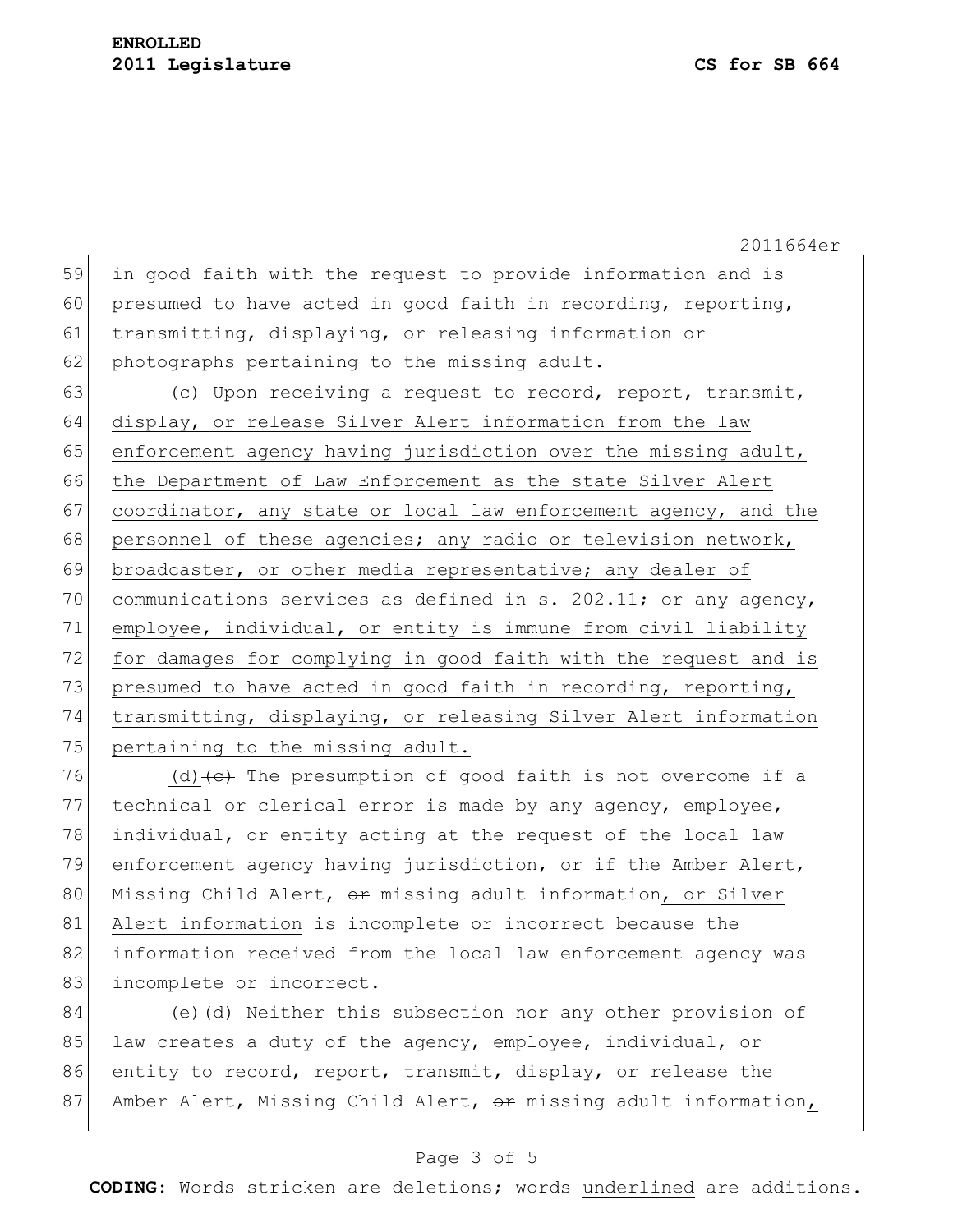in good faith with the request to provide information and is presumed to have acted in good faith in recording, reporting, transmitting, displaying, or releasing information or photographs pertaining to the missing adult.

(c) Upon receiving a request to record, report, transmit, display, or release Silver Alert information from the law enforcement agency having jurisdiction over the missing adult, the Department of Law Enforcement as the state Silver Alert coordinator, any state or local law enforcement agency, and the personnel of these agencies; any radio or television network, broadcaster, or other media representative; any dealer of communications services as defined in s. 202.11; or any agency, employee, individual, or entity is immune from civil liability for damages for complying in good faith with the request and is presumed to have acted in good faith in recording, reporting, transmitting, displaying, or releasing Silver Alert information pertaining to the missing adult.

(d)~~(c)~~ The presumption of good faith is not overcome if a technical or clerical error is made by any agency, employee, individual, or entity acting at the request of the local law enforcement agency having jurisdiction, or if the Amber Alert, Missing Child Alert, ~~or~~ missing adult information, or Silver Alert information is incomplete or incorrect because the information received from the local law enforcement agency was incomplete or incorrect.

(e)~~(d)~~ Neither this subsection nor any other provision of law creates a duty of the agency, employee, individual, or entity to record, report, transmit, display, or release the Amber Alert, Missing Child Alert, ~~or~~ missing adult information,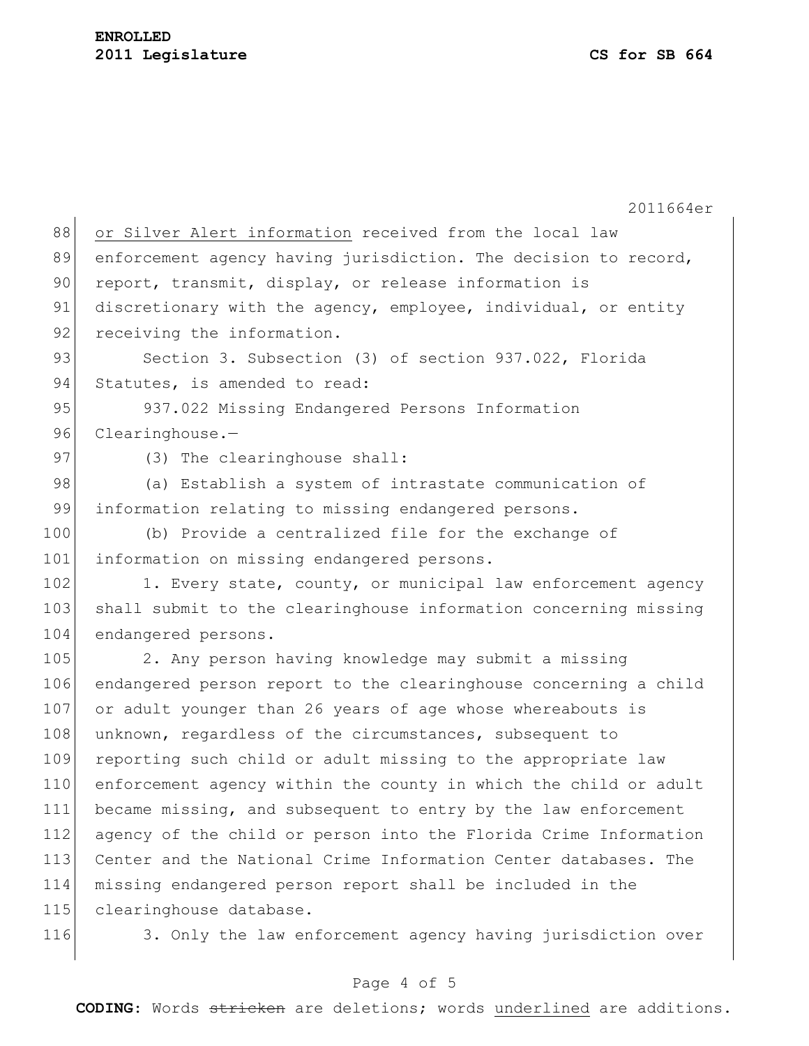or Silver Alert information received from the local law enforcement agency having jurisdiction. The decision to record, report, transmit, display, or release information is discretionary with the agency, employee, individual, or entity receiving the information.

Section 3. Subsection (3) of section 937.022, Florida Statutes, is amended to read:

937.022 Missing Endangered Persons Information Clearinghouse.—

(3) The clearinghouse shall:

(a) Establish a system of intrastate communication of information relating to missing endangered persons.

(b) Provide a centralized file for the exchange of information on missing endangered persons.

1. Every state, county, or municipal law enforcement agency shall submit to the clearinghouse information concerning missing endangered persons.

2. Any person having knowledge may submit a missing endangered person report to the clearinghouse concerning a child or adult younger than 26 years of age whose whereabouts is unknown, regardless of the circumstances, subsequent to reporting such child or adult missing to the appropriate law enforcement agency within the county in which the child or adult became missing, and subsequent to entry by the law enforcement agency of the child or person into the Florida Crime Information Center and the National Crime Information Center databases. The missing endangered person report shall be included in the clearinghouse database.

3. Only the law enforcement agency having jurisdiction over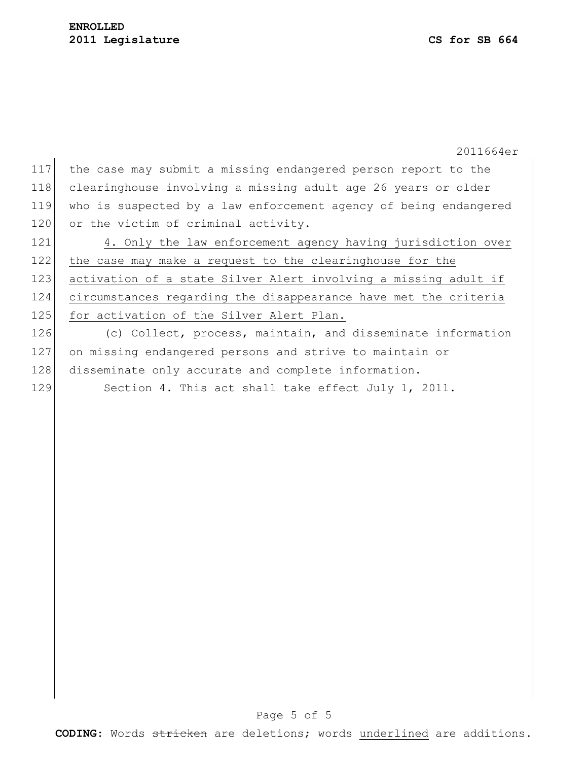the case may submit a missing endangered person report to the clearinghouse involving a missing adult age 26 years or older who is suspected by a law enforcement agency of being endangered or the victim of criminal activity.

4. Only the law enforcement agency having jurisdiction over the case may make a request to the clearinghouse for the activation of a state Silver Alert involving a missing adult if circumstances regarding the disappearance have met the criteria for activation of the Silver Alert Plan.

(c) Collect, process, maintain, and disseminate information on missing endangered persons and strive to maintain or disseminate only accurate and complete information.

Section 4. This act shall take effect July 1, 2011.